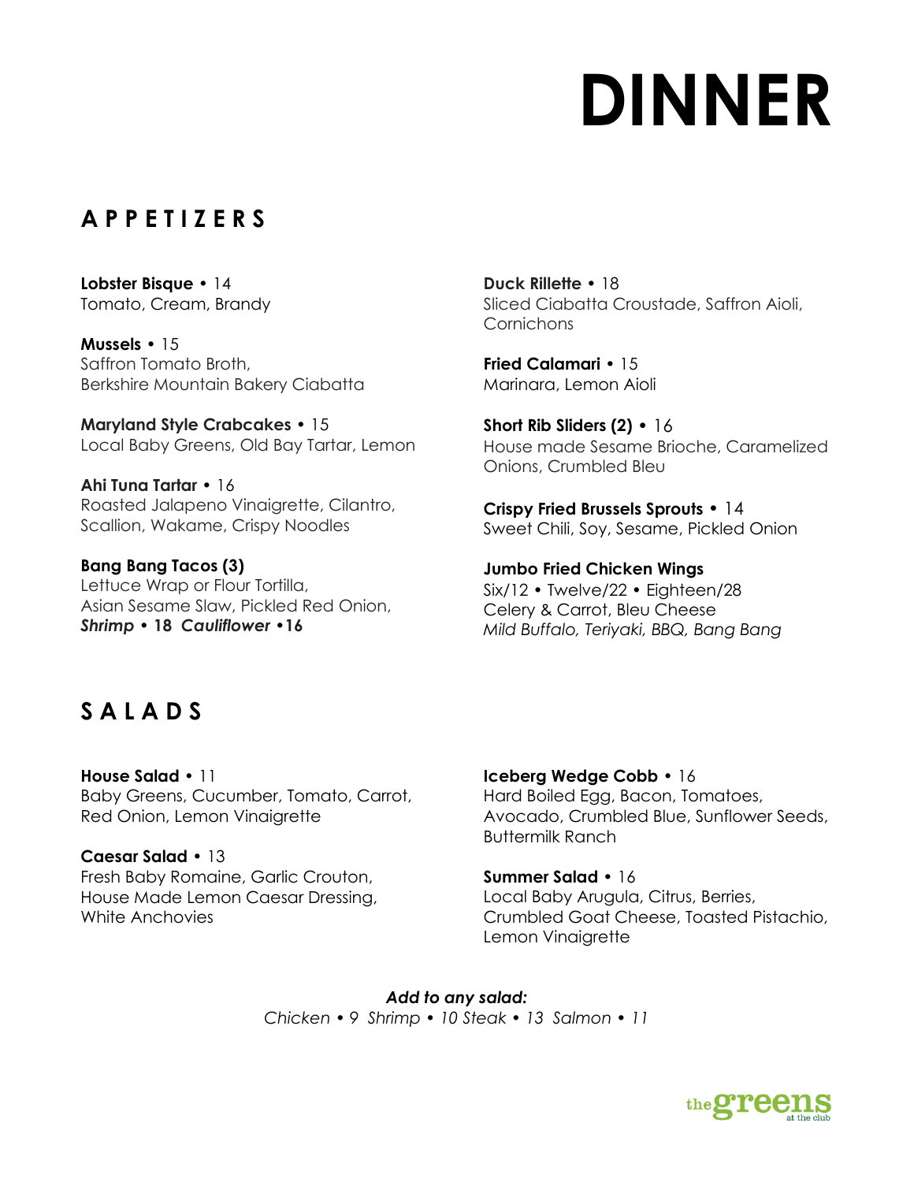# DINNER

## APPETIZERS

**Lobster Bisque** • 14
Tomato, Cream, Brandy

**Mussels** • 15
Saffron Tomato Broth,
Berkshire Mountain Bakery Ciabatta

**Maryland Style Crabcakes** • 15
Local Baby Greens, Old Bay Tartar, Lemon

**Ahi Tuna Tartar** • 16
Roasted Jalapeno Vinaigrette, Cilantro,
Scallion, Wakame, Crispy Noodles

**Bang Bang Tacos (3)**
Lettuce Wrap or Flour Tortilla,
Asian Sesame Slaw, Pickled Red Onion,
***Shrimp* • 18** ***Cauliflower* •16**

**Duck Rillette** • 18
Sliced Ciabatta Croustade, Saffron Aioli,
Cornichons

**Fried Calamari** • 15
Marinara, Lemon Aioli

**Short Rib Sliders (2)** • 16
House made Sesame Brioche, Caramelized
Onions, Crumbled Bleu

**Crispy Fried Brussels Sprouts** • 14
Sweet Chili, Soy, Sesame, Pickled Onion

**Jumbo Fried Chicken Wings**
Six/12 • Twelve/22 • Eighteen/28
Celery & Carrot, Bleu Cheese
*Mild Buffalo, Teriyaki, BBQ, Bang Bang*

## SALADS

**House Salad** • 11
Baby Greens, Cucumber, Tomato, Carrot,
Red Onion, Lemon Vinaigrette

**Caesar Salad** • 13
Fresh Baby Romaine, Garlic Crouton,
House Made Lemon Caesar Dressing,
White Anchovies

**Iceberg Wedge Cobb** • 16
Hard Boiled Egg, Bacon, Tomatoes,
Avocado, Crumbled Blue, Sunflower Seeds,
Buttermilk Ranch

**Summer Salad** • 16
Local Baby Arugula, Citrus, Berries,
Crumbled Goat Cheese, Toasted Pistachio,
Lemon Vinaigrette

***Add to any salad:***
*Chicken • 9 Shrimp • 10 Steak • 13 Salmon • 11*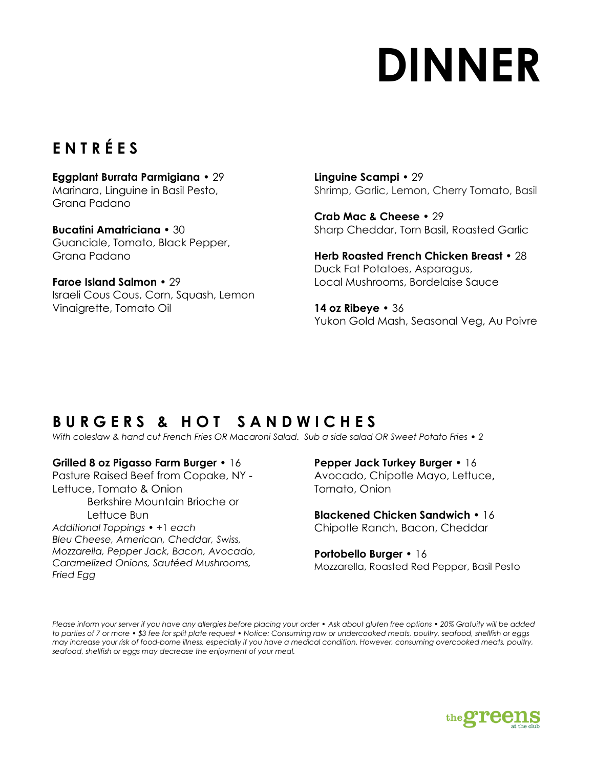# DINNER

## ENTRÉES

**Eggplant Burrata Parmigiana** • 29
Marinara, Linguine in Basil Pesto, Grana Padano

**Bucatini Amatriciana** • 30
Guanciale, Tomato, Black Pepper, Grana Padano

**Faroe Island Salmon** • 29
Israeli Cous Cous, Corn, Squash, Lemon Vinaigrette, Tomato Oil

**Linguine Scampi** • 29
Shrimp, Garlic, Lemon, Cherry Tomato, Basil

**Crab Mac & Cheese** • 29
Sharp Cheddar, Torn Basil, Roasted Garlic

**Herb Roasted French Chicken Breast** • 28
Duck Fat Potatoes, Asparagus, Local Mushrooms, Bordelaise Sauce

**14 oz Ribeye** • 36
Yukon Gold Mash, Seasonal Veg, Au Poivre

## BURGERS & HOT SANDWICHES

*With coleslaw & hand cut French Fries OR Macaroni Salad. Sub a side salad OR Sweet Potato Fries • 2*

**Grilled 8 oz Pigasso Farm Burger** • 16
Pasture Raised Beef from Copake, NY - Lettuce, Tomato & Onion
Berkshire Mountain Brioche or Lettuce Bun
*Additional Toppings • +1 each*
*Bleu Cheese, American, Cheddar, Swiss, Mozzarella, Pepper Jack, Bacon, Avocado, Caramelized Onions, Sautéed Mushrooms, Fried Egg*

**Pepper Jack Turkey Burger** • 16
Avocado, Chipotle Mayo, Lettuce, Tomato, Onion

**Blackened Chicken Sandwich** • 16
Chipotle Ranch, Bacon, Cheddar

**Portobello Burger** • 16
Mozzarella, Roasted Red Pepper, Basil Pesto

*Please inform your server if you have any allergies before placing your order • Ask about gluten free options • 20% Gratuity will be added to parties of 7 or more • $3 fee for split plate request • Notice: Consuming raw or undercooked meats, poultry, seafood, shellfish or eggs may increase your risk of food-borne illness, especially if you have a medical condition. However, consuming overcooked meats, poultry, seafood, shellfish or eggs may decrease the enjoyment of your meal.*

the greens at the club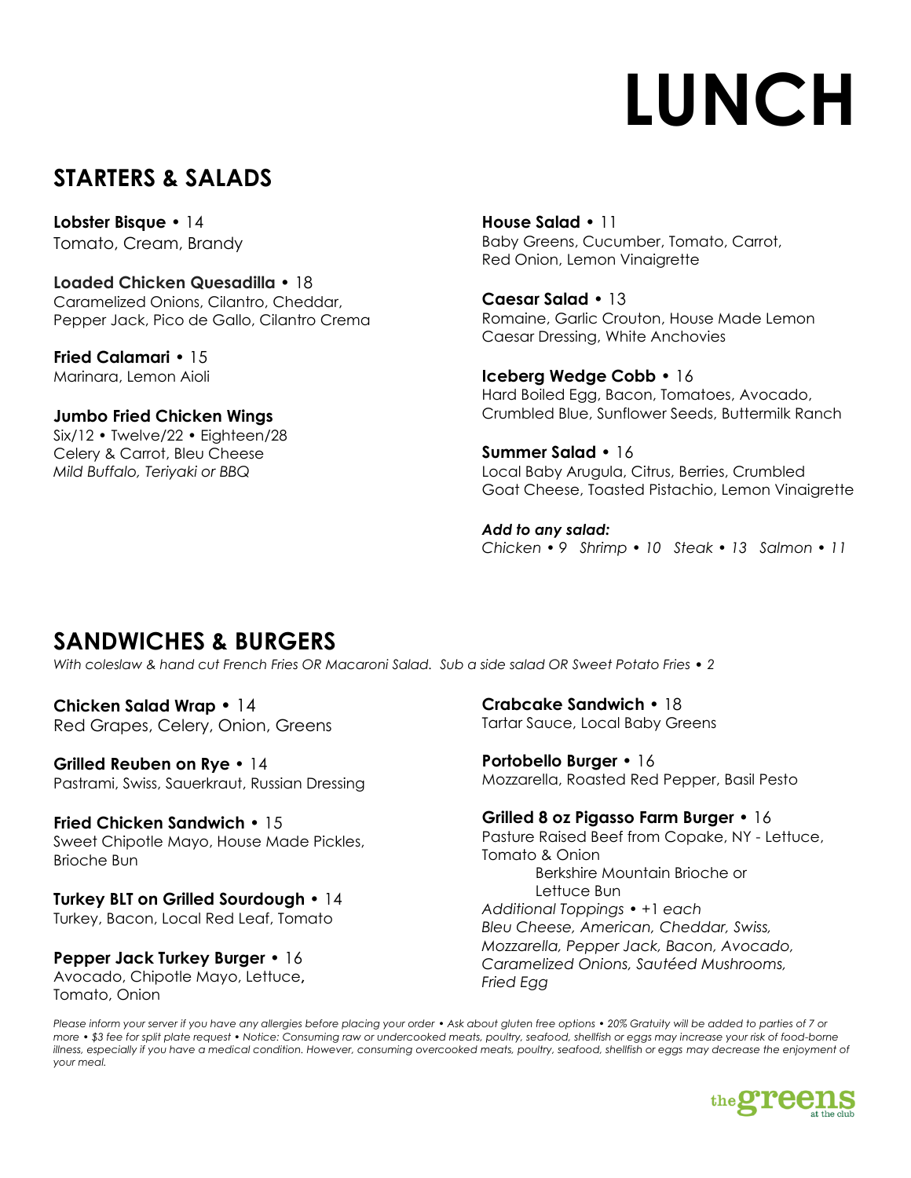# LUNCH

## STARTERS & SALADS

**Lobster Bisque** • 14
Tomato, Cream, Brandy

**Loaded Chicken Quesadilla** • 18
Caramelized Onions, Cilantro, Cheddar, Pepper Jack, Pico de Gallo, Cilantro Crema

**Fried Calamari** • 15
Marinara, Lemon Aioli

**Jumbo Fried Chicken Wings**
Six/12 • Twelve/22 • Eighteen/28
Celery & Carrot, Bleu Cheese
*Mild Buffalo, Teriyaki or BBQ*

**House Salad** • 11
Baby Greens, Cucumber, Tomato, Carrot, Red Onion, Lemon Vinaigrette

**Caesar Salad** • 13
Romaine, Garlic Crouton, House Made Lemon Caesar Dressing, White Anchovies

**Iceberg Wedge Cobb** • 16
Hard Boiled Egg, Bacon, Tomatoes, Avocado, Crumbled Blue, Sunflower Seeds, Buttermilk Ranch

**Summer Salad** • 16
Local Baby Arugula, Citrus, Berries, Crumbled Goat Cheese, Toasted Pistachio, Lemon Vinaigrette

***Add to any salad:***
*Chicken • 9 Shrimp • 10 Steak • 13 Salmon • 11*

## SANDWICHES & BURGERS

*With coleslaw & hand cut French Fries OR Macaroni Salad. Sub a side salad OR Sweet Potato Fries • 2*

**Chicken Salad Wrap** • 14
Red Grapes, Celery, Onion, Greens

**Grilled Reuben on Rye** • 14
Pastrami, Swiss, Sauerkraut, Russian Dressing

**Fried Chicken Sandwich** • 15
Sweet Chipotle Mayo, House Made Pickles, Brioche Bun

**Turkey BLT on Grilled Sourdough** • 14
Turkey, Bacon, Local Red Leaf, Tomato

**Pepper Jack Turkey Burger** • 16
Avocado, Chipotle Mayo, Lettuce, Tomato, Onion

**Crabcake Sandwich** • 18
Tartar Sauce, Local Baby Greens

**Portobello Burger** • 16
Mozzarella, Roasted Red Pepper, Basil Pesto

**Grilled 8 oz Pigasso Farm Burger** • 16
Pasture Raised Beef from Copake, NY - Lettuce, Tomato & Onion
Berkshire Mountain Brioche or Lettuce Bun
*Additional Toppings • +1 each*
*Bleu Cheese, American, Cheddar, Swiss, Mozzarella, Pepper Jack, Bacon, Avocado, Caramelized Onions, Sautéed Mushrooms, Fried Egg*

*Please inform your server if you have any allergies before placing your order • Ask about gluten free options • 20% Gratuity will be added to parties of 7 or more • $3 fee for split plate request • Notice: Consuming raw or undercooked meats, poultry, seafood, shellfish or eggs may increase your risk of food-borne illness, especially if you have a medical condition. However, consuming overcooked meats, poultry, seafood, shellfish or eggs may decrease the enjoyment of your meal.*

the greens at the club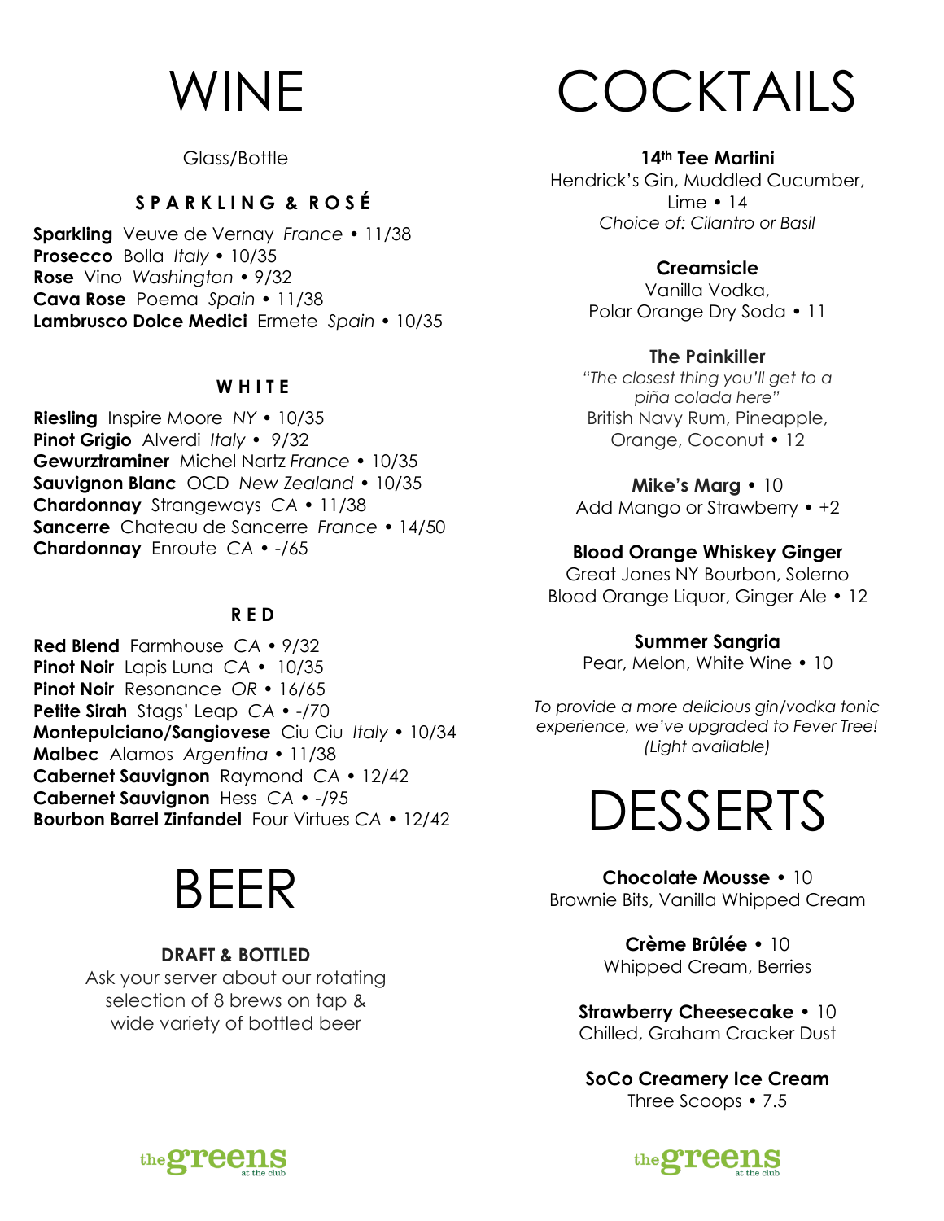# WINE

Glass/Bottle

## SPARKLING & ROSÉ

**Sparkling** Veuve de Vernay *France* • 11/38
**Prosecco** Bolla *Italy* • 10/35
**Rose** Vino *Washington* • 9/32
**Cava Rose** Poema *Spain* • 11/38
**Lambrusco Dolce Medici** Ermete *Spain* • 10/35

## WHITE

**Riesling** Inspire Moore *NY* • 10/35
**Pinot Grigio** Alverdi *Italy* • 9/32
**Gewurztraminer** Michel Nartz *France* • 10/35
**Sauvignon Blanc** OCD *New Zealand* • 10/35
**Chardonnay** Strangeways *CA* • 11/38
**Sancerre** Chateau de Sancerre *France* • 14/50
**Chardonnay** Enroute *CA* • -/65

## RED

**Red Blend** Farmhouse *CA* • 9/32
**Pinot Noir** Lapis Luna *CA* • 10/35
**Pinot Noir** Resonance *OR* • 16/65
**Petite Sirah** Stags' Leap *CA* • -/70
**Montepulciano/Sangiovese** Ciu Ciu *Italy* • 10/34
**Malbec** Alamos *Argentina* • 11/38
**Cabernet Sauvignon** Raymond *CA* • 12/42
**Cabernet Sauvignon** Hess *CA* • -/95
**Bourbon Barrel Zinfandel** Four Virtues *CA* • 12/42

# BEER

**DRAFT & BOTTLED**
Ask your server about our rotating selection of 8 brews on tap & wide variety of bottled beer

# COCKTAILS

**14th Tee Martini**
Hendrick's Gin, Muddled Cucumber, Lime • 14
*Choice of: Cilantro or Basil*

**Creamsicle**
Vanilla Vodka, Polar Orange Dry Soda • 11

**The Painkiller**
*"The closest thing you'll get to a piña colada here"*
British Navy Rum, Pineapple, Orange, Coconut • 12

**Mike's Marg** • 10
Add Mango or Strawberry • +2

**Blood Orange Whiskey Ginger**
Great Jones NY Bourbon, Solerno Blood Orange Liquor, Ginger Ale • 12

**Summer Sangria**
Pear, Melon, White Wine • 10

*To provide a more delicious gin/vodka tonic experience, we've upgraded to Fever Tree! (Light available)*

# DESSERTS

**Chocolate Mousse** • 10
Brownie Bits, Vanilla Whipped Cream

**Crème Brûlée** • 10
Whipped Cream, Berries

**Strawberry Cheesecake** • 10
Chilled, Graham Cracker Dust

**SoCo Creamery Ice Cream**
Three Scoops • 7.5

the greens at the club